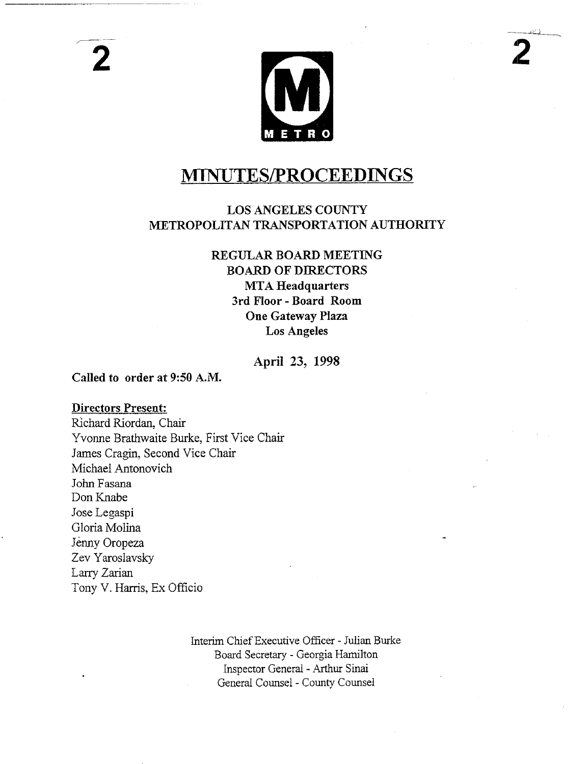# MINUTES/PROCEEDINGS

## LOS ANGELES COUNTY METROPOLITAN TRANSPORTATION AUTHORITY

### REGULAR BOARD MEETING
### BOARD OF DIRECTORS

**MTA Headquarters**
**3rd Floor - Board Room**
**One Gateway Plaza**
**Los Angeles**

**April 23, 1998**

**Called to order at 9:50 A.M.**

**Directors Present:**

Richard Riordan, Chair
Yvonne Brathwaite Burke, First Vice Chair
James Cragin, Second Vice Chair
Michael Antonovich
John Fasana
Don Knabe
Jose Legaspi
Gloria Molina
Jenny Oropeza
Zev Yaroslavsky
Larry Zarian
Tony V. Harris, Ex Officio

Interim Chief Executive Officer - Julian Burke
Board Secretary - Georgia Hamilton
Inspector General - Arthur Sinai
General Counsel - County Counsel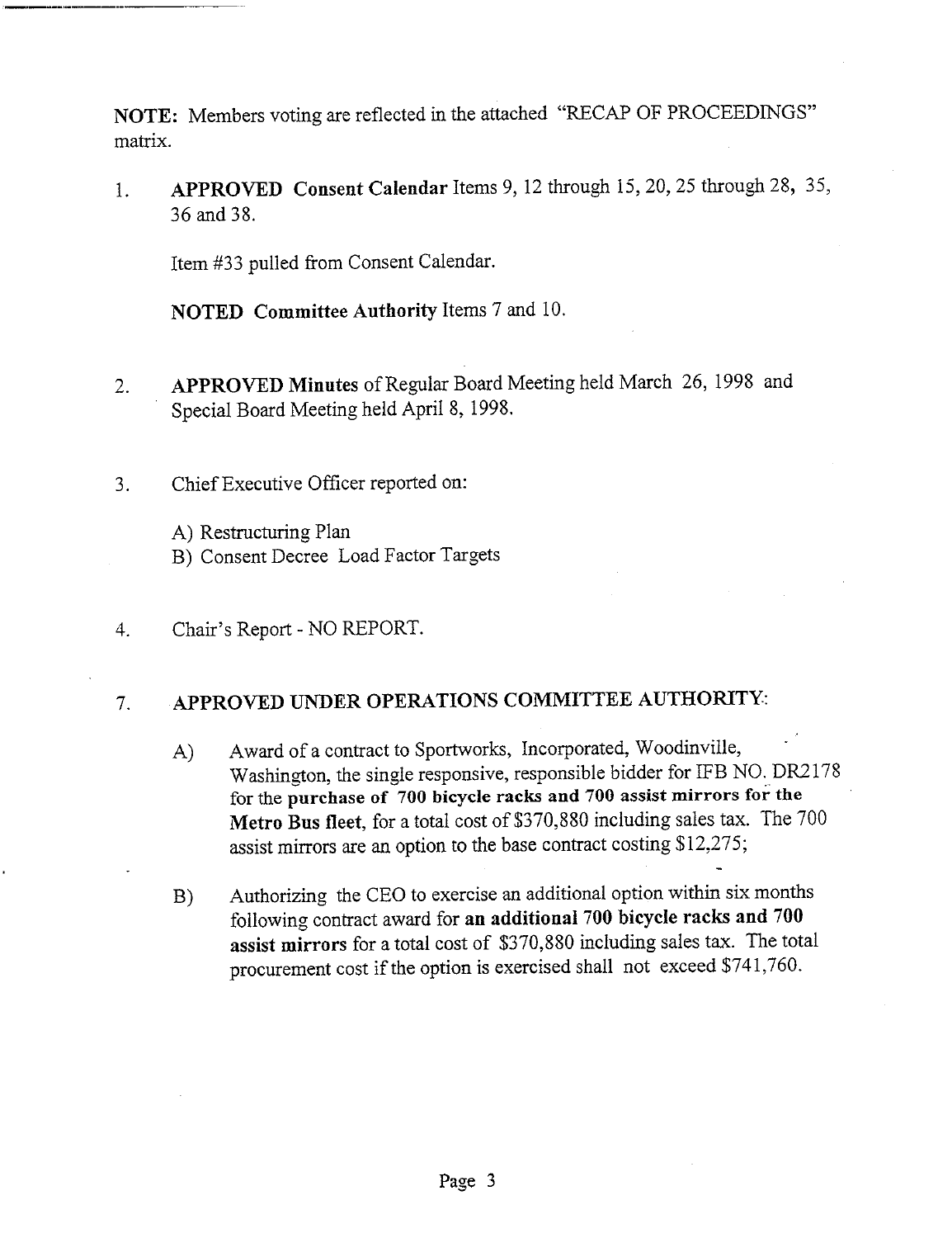**NOTE:** Members voting are reflected in the attached "RECAP OF PROCEEDINGS" matrix.

1. **APPROVED Consent Calendar** Items 9, 12 through 15, 20, 25 through 28, 35, 36 and 38.

   Item #33 pulled from Consent Calendar.

   **NOTED Committee Authority** Items 7 and 10.

2. **APPROVED Minutes** of Regular Board Meeting held March 26, 1998 and Special Board Meeting held April 8, 1998.

3. Chief Executive Officer reported on:

   A) Restructuring Plan
   B) Consent Decree Load Factor Targets

4. Chair's Report - NO REPORT.

7. **APPROVED UNDER OPERATIONS COMMITTEE AUTHORITY:**

   A) Award of a contract to Sportworks, Incorporated, Woodinville, Washington, the single responsive, responsible bidder for IFB NO. DR2178 for the **purchase of 700 bicycle racks and 700 assist mirrors for the Metro Bus fleet**, for a total cost of $370,880 including sales tax. The 700 assist mirrors are an option to the base contract costing $12,275;

   B) Authorizing the CEO to exercise an additional option within six months following contract award for **an additional 700 bicycle racks and 700 assist mirrors** for a total cost of $370,880 including sales tax. The total procurement cost if the option is exercised shall not exceed $741,760.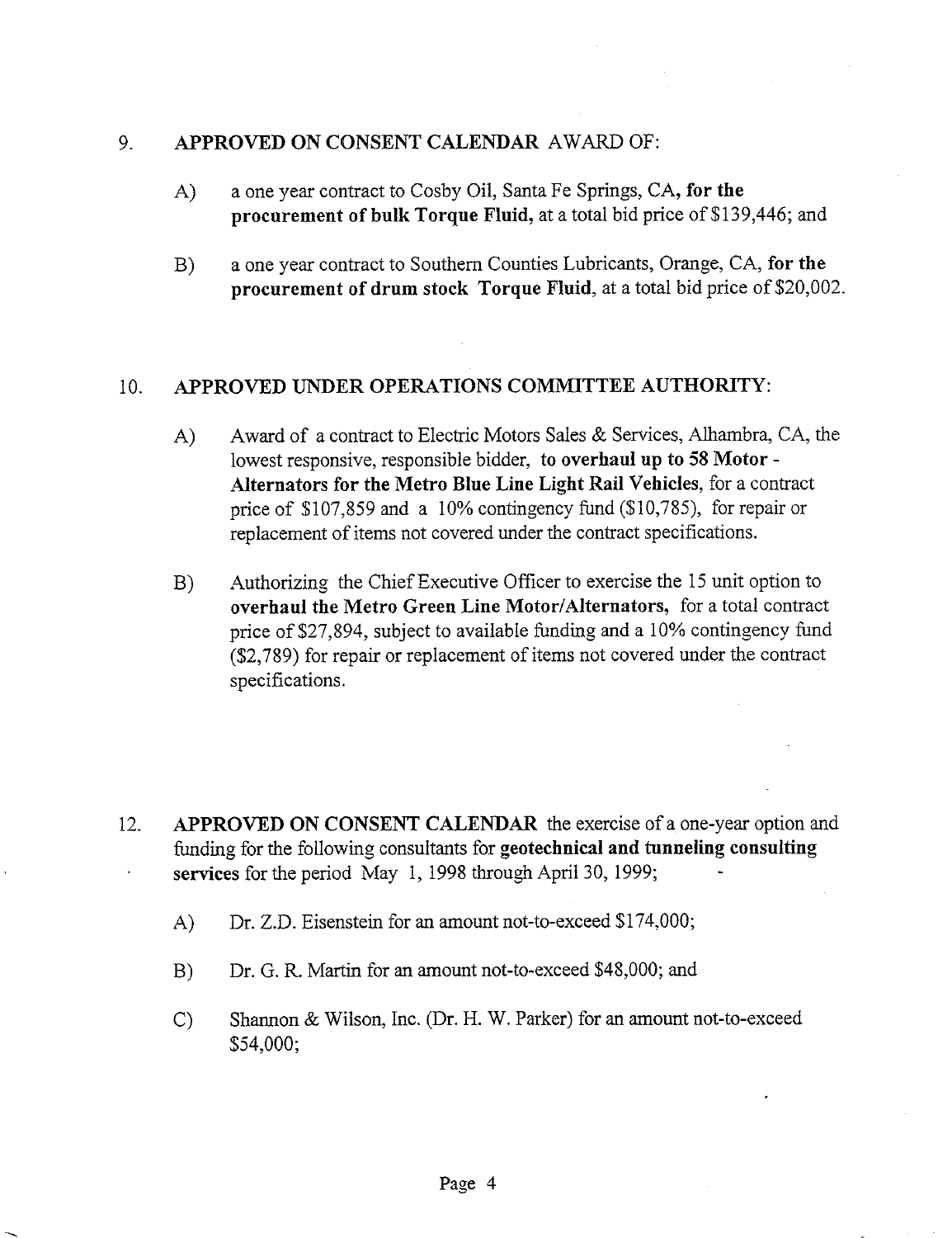9. **APPROVED ON CONSENT CALENDAR** AWARD OF:

   A) a one year contract to Cosby Oil, Santa Fe Springs, CA, **for the procurement of bulk Torque Fluid,** at a total bid price of $139,446; and

   B) a one year contract to Southern Counties Lubricants, Orange, CA, **for the procurement of drum stock Torque Fluid**, at a total bid price of $20,002.

10. **APPROVED UNDER OPERATIONS COMMITTEE AUTHORITY**:

    A) Award of a contract to Electric Motors Sales & Services, Alhambra, CA, the lowest responsive, responsible bidder, **to overhaul up to 58 Motor - Alternators for the Metro Blue Line Light Rail Vehicles**, for a contract price of $107,859 and a 10% contingency fund ($10,785), for repair or replacement of items not covered under the contract specifications.

    B) Authorizing the Chief Executive Officer to exercise the 15 unit option to **overhaul the Metro Green Line Motor/Alternators,** for a total contract price of $27,894, subject to available funding and a 10% contingency fund ($2,789) for repair or replacement of items not covered under the contract specifications.

12. **APPROVED ON CONSENT CALENDAR** the exercise of a one-year option and funding for the following consultants for **geotechnical and tunneling consulting services** for the period May 1, 1998 through April 30, 1999;

    A) Dr. Z.D. Eisenstein for an amount not-to-exceed $174,000;

    B) Dr. G. R. Martin for an amount not-to-exceed $48,000; and

    C) Shannon & Wilson, Inc. (Dr. H. W. Parker) for an amount not-to-exceed $54,000;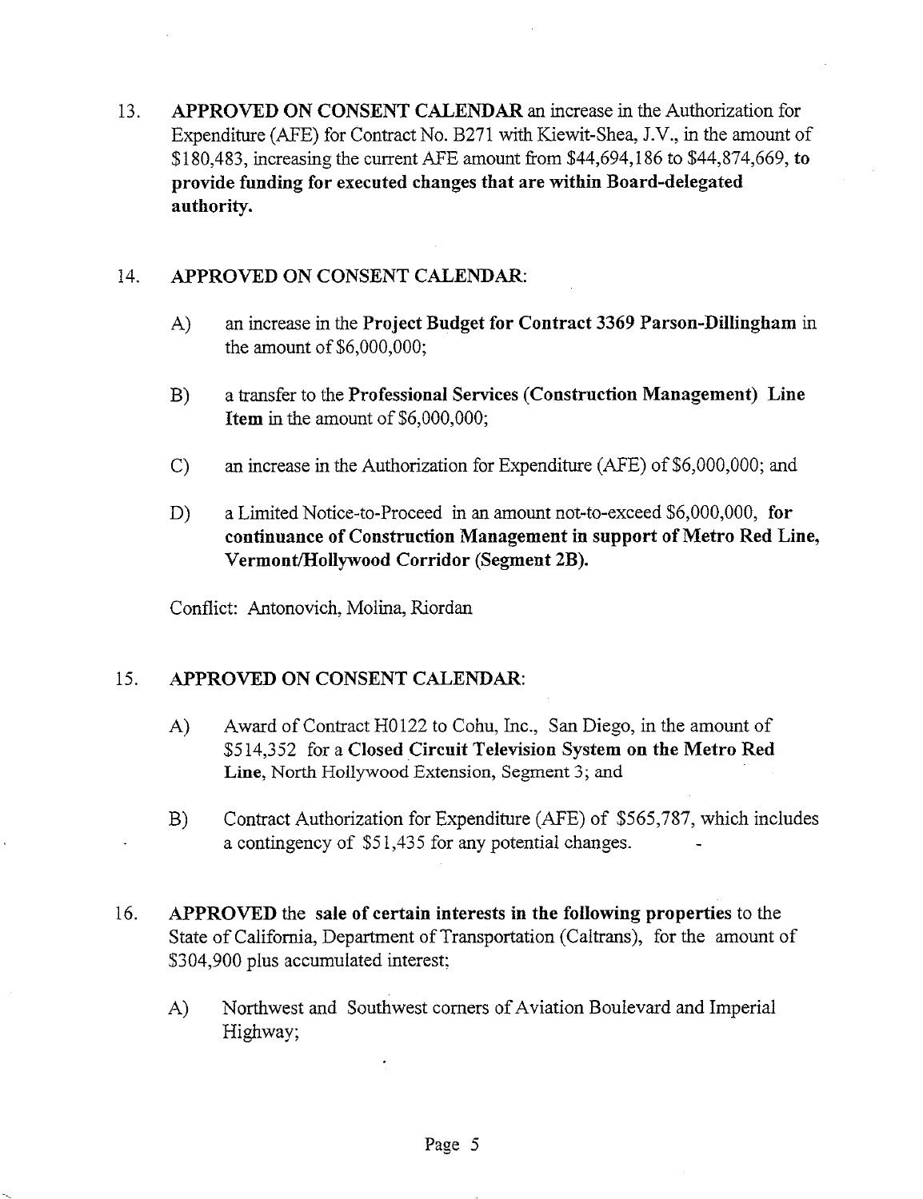13. **APPROVED ON CONSENT CALENDAR** an increase in the Authorization for Expenditure (AFE) for Contract No. B271 with Kiewit-Shea, J.V., in the amount of $180,483, increasing the current AFE amount from $44,694,186 to $44,874,669, **to provide funding for executed changes that are within Board-delegated authority.**

14. **APPROVED ON CONSENT CALENDAR:**

    A) an increase in the **Project Budget for Contract 3369 Parson-Dillingham** in the amount of $6,000,000;

    B) a transfer to the **Professional Services (Construction Management) Line Item** in the amount of $6,000,000;

    C) an increase in the Authorization for Expenditure (AFE) of $6,000,000; and

    D) a Limited Notice-to-Proceed in an amount not-to-exceed $6,000,000, **for continuance of Construction Management in support of Metro Red Line, Vermont/Hollywood Corridor (Segment 2B).**

    Conflict: Antonovich, Molina, Riordan

15. **APPROVED ON CONSENT CALENDAR:**

    A) Award of Contract H0122 to Cohu, Inc., San Diego, in the amount of $514,352 for a **Closed Circuit Television System on the Metro Red Line**, North Hollywood Extension, Segment 3; and

    B) Contract Authorization for Expenditure (AFE) of $565,787, which includes a contingency of $51,435 for any potential changes.

16. **APPROVED** the **sale of certain interests in the following properties** to the State of California, Department of Transportation (Caltrans), for the amount of $304,900 plus accumulated interest;

    A) Northwest and Southwest corners of Aviation Boulevard and Imperial Highway;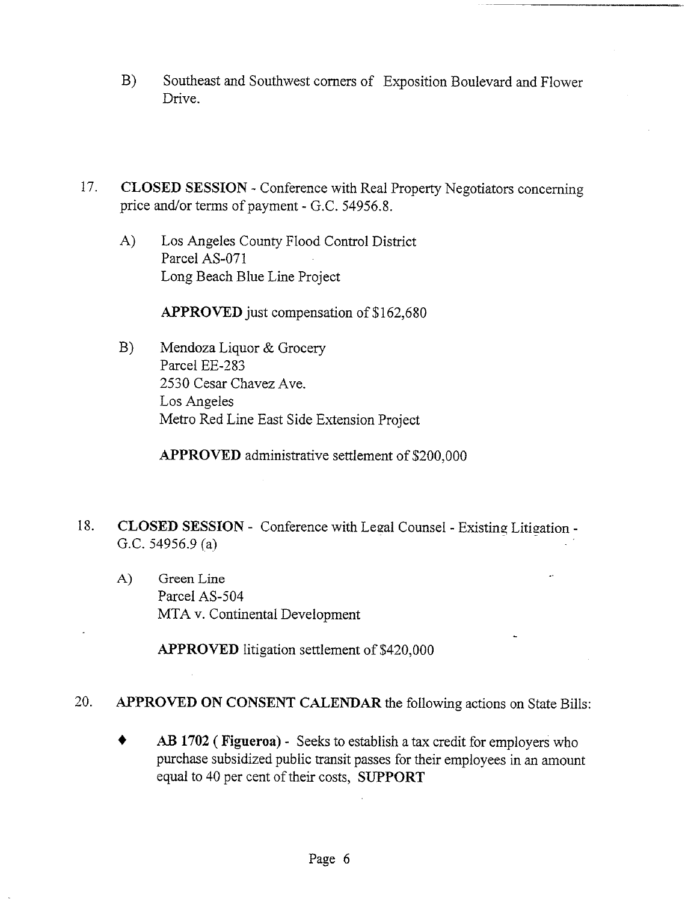B) Southeast and Southwest corners of Exposition Boulevard and Flower Drive.

17. **CLOSED SESSION** - Conference with Real Property Negotiators concerning price and/or terms of payment - G.C. 54956.8.

    A) Los Angeles County Flood Control District
    Parcel AS-071
    Long Beach Blue Line Project

    **APPROVED** just compensation of $162,680

    B) Mendoza Liquor & Grocery
    Parcel EE-283
    2530 Cesar Chavez Ave.
    Los Angeles
    Metro Red Line East Side Extension Project

    **APPROVED** administrative settlement of $200,000

18. **CLOSED SESSION** - Conference with Legal Counsel - Existing Litigation - G.C. 54956.9 (a)

    A) Green Line
    Parcel AS-504
    MTA v. Continental Development

    **APPROVED** litigation settlement of $420,000

20. **APPROVED ON CONSENT CALENDAR** the following actions on State Bills:

    - **AB 1702 ( Figueroa)** - Seeks to establish a tax credit for employers who purchase subsidized public transit passes for their employees in an amount equal to 40 per cent of their costs, **SUPPORT**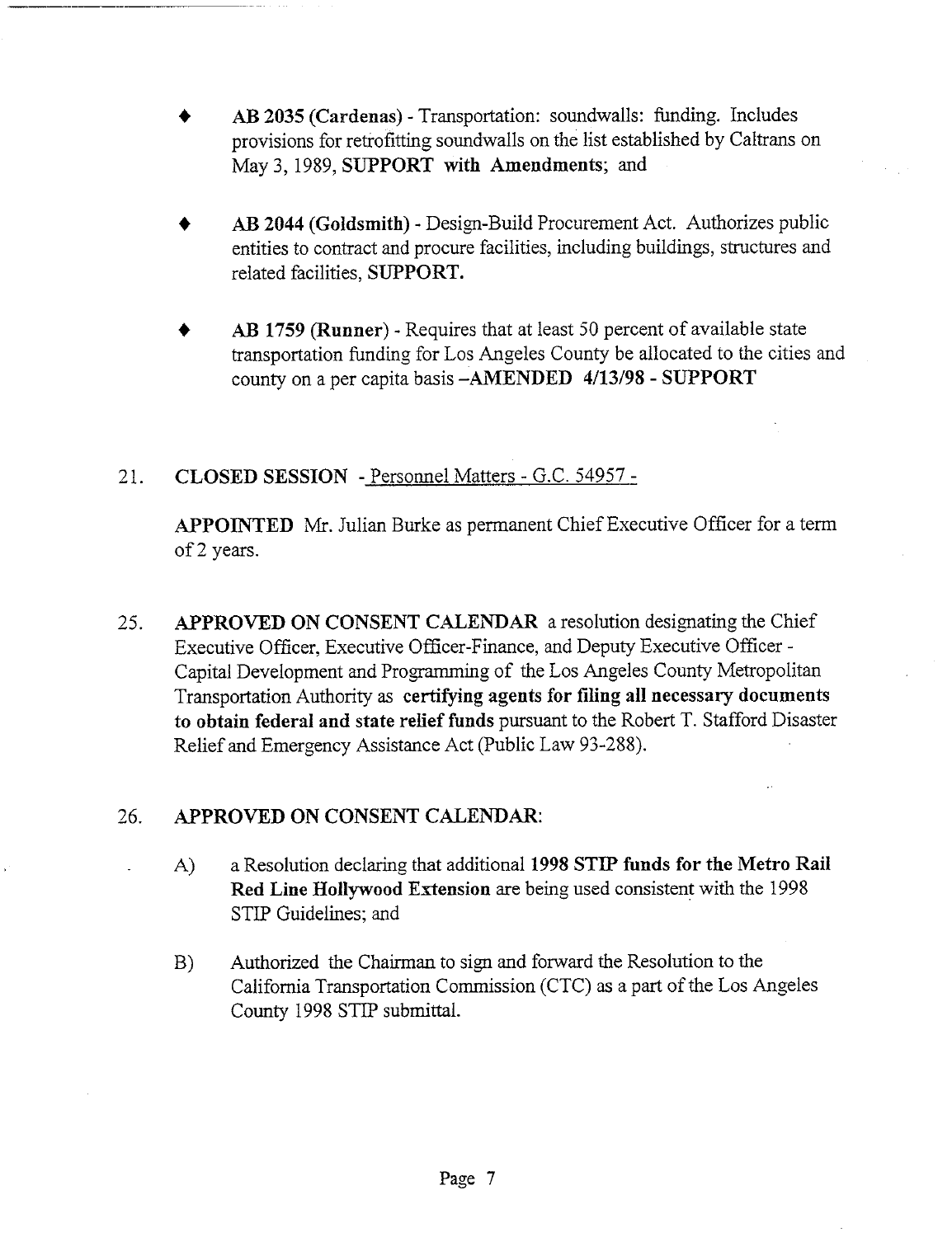- **AB 2035 (Cardenas)** - Transportation: soundwalls: funding. Includes provisions for retrofitting soundwalls on the list established by Caltrans on May 3, 1989, **SUPPORT with Amendments**; and

- **AB 2044 (Goldsmith)** - Design-Build Procurement Act. Authorizes public entities to contract and procure facilities, including buildings, structures and related facilities, **SUPPORT.**

- **AB 1759 (Runner)** - Requires that at least 50 percent of available state transportation funding for Los Angeles County be allocated to the cities and county on a per capita basis **–AMENDED 4/13/98 - SUPPORT**

21. **CLOSED SESSION** - Personnel Matters - G.C. 54957 -

    **APPOINTED** Mr. Julian Burke as permanent Chief Executive Officer for a term of 2 years.

25. **APPROVED ON CONSENT CALENDAR** a resolution designating the Chief Executive Officer, Executive Officer-Finance, and Deputy Executive Officer - Capital Development and Programming of the Los Angeles County Metropolitan Transportation Authority as **certifying agents for filing all necessary documents to obtain federal and state relief funds** pursuant to the Robert T. Stafford Disaster Relief and Emergency Assistance Act (Public Law 93-288).

26. **APPROVED ON CONSENT CALENDAR:**

    A) a Resolution declaring that additional **1998 STIP funds for the Metro Rail Red Line Hollywood Extension** are being used consistent with the 1998 STIP Guidelines; and

    B) Authorized the Chairman to sign and forward the Resolution to the California Transportation Commission (CTC) as a part of the Los Angeles County 1998 STIP submittal.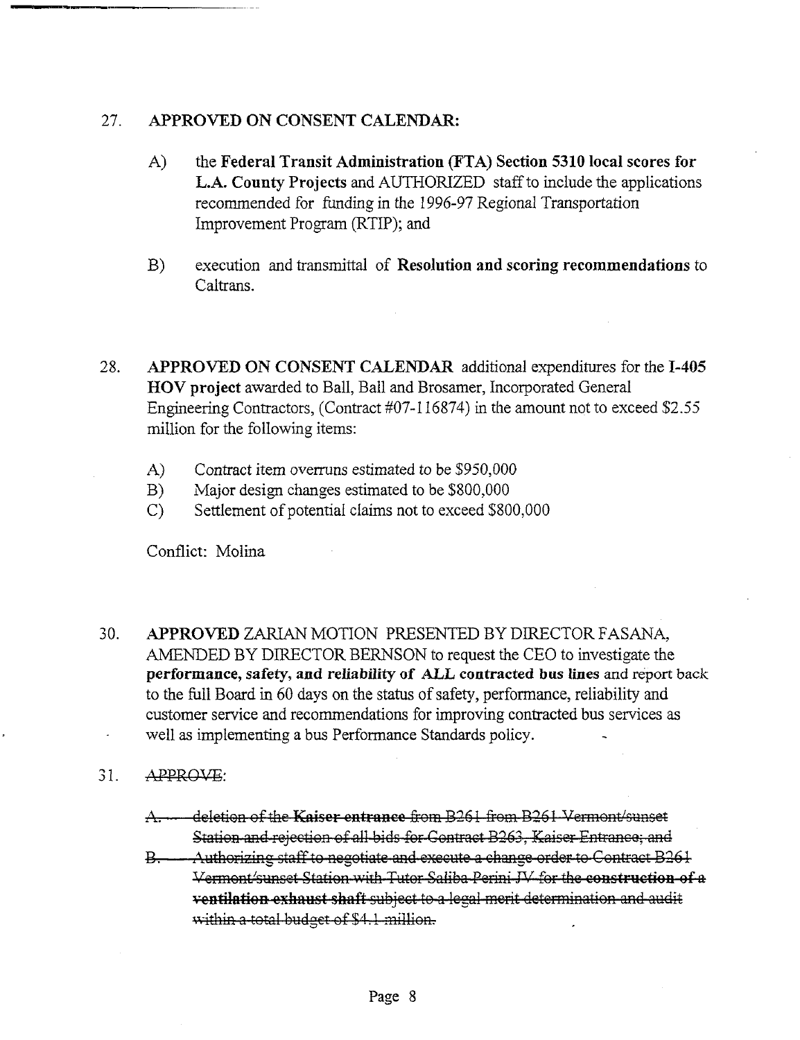27. **APPROVED ON CONSENT CALENDAR:**

    A) the **Federal Transit Administration (FTA) Section 5310 local scores for L.A. County Projects** and AUTHORIZED staff to include the applications recommended for funding in the 1996-97 Regional Transportation Improvement Program (RTIP); and

    B) execution and transmittal of **Resolution and scoring recommendations** to Caltrans.

28. **APPROVED ON CONSENT CALENDAR** additional expenditures for the **I-405 HOV project** awarded to Ball, Ball and Brosamer, Incorporated General Engineering Contractors, (Contract #07-116874) in the amount not to exceed $2.55 million for the following items:

    A) Contract item overruns estimated to be $950,000
    B) Major design changes estimated to be $800,000
    C) Settlement of potential claims not to exceed $800,000

    Conflict: Molina

30. **APPROVED** ZARIAN MOTION PRESENTED BY DIRECTOR FASANA, AMENDED BY DIRECTOR BERNSON to request the CEO to investigate the ***performance, safety, and reliability of ALL contracted bus lines*** and report back to the full Board in 60 days on the status of safety, performance, reliability and customer service and recommendations for improving contracted bus services as well as implementing a bus Performance Standards policy.

31. ~~APPROVE~~:

    ~~A. deletion of the **Kaiser entrance** from B261 from B261 Vermont/sunset Station and rejection of all bids for Contract B263, Kaiser Entrance; and~~

    ~~B. Authorizing staff to negotiate and execute a change order to Contract B261 Vermont/sunset Station with Tutor Saliba Perini JV for the **construction of a ventilation exhaust shaft** subject to a legal merit determination and audit within a total budget of $4.1 million.~~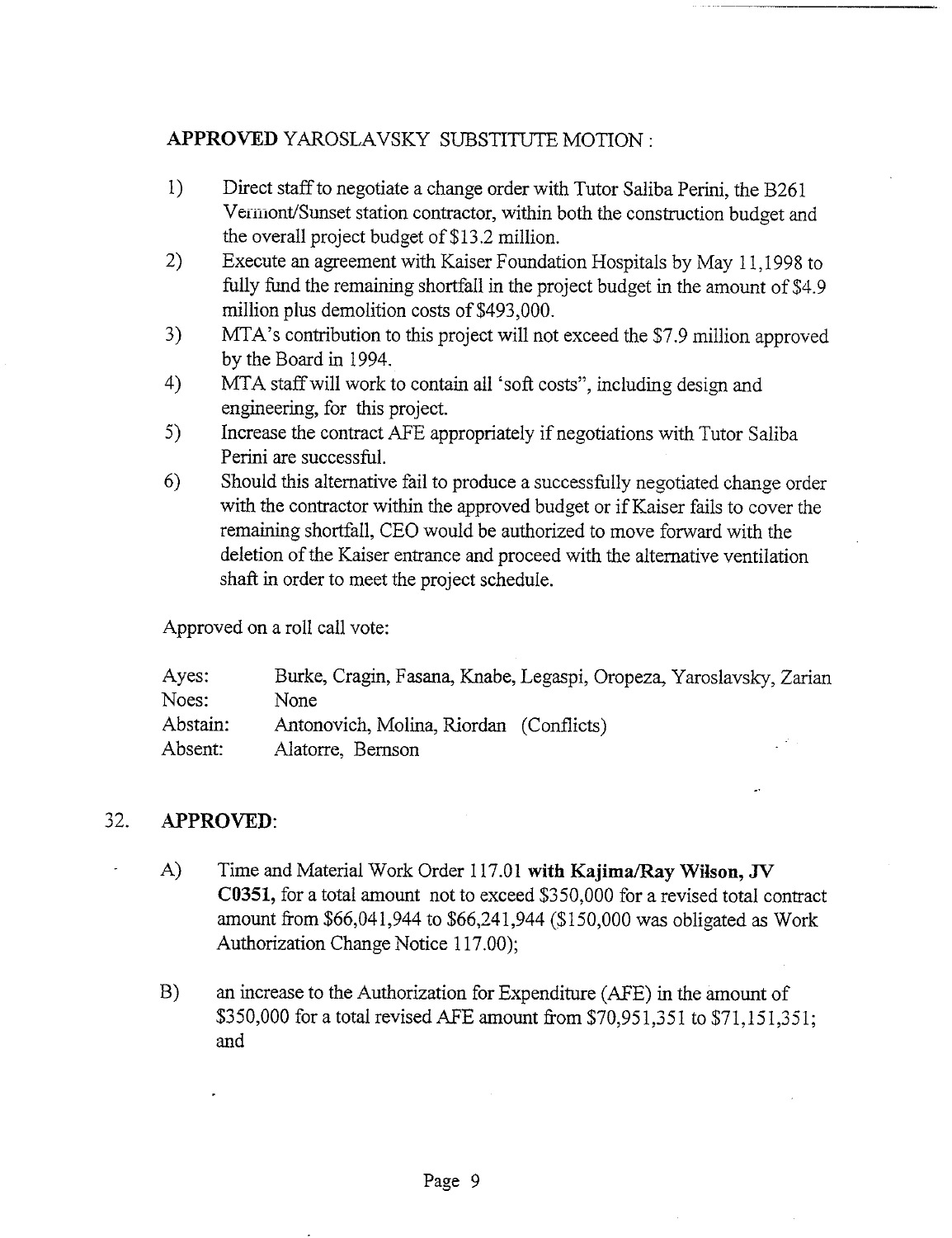**APPROVED** YAROSLAVSKY SUBSTITUTE MOTION :

1) Direct staff to negotiate a change order with Tutor Saliba Perini, the B261 Vermont/Sunset station contractor, within both the construction budget and the overall project budget of $13.2 million.
2) Execute an agreement with Kaiser Foundation Hospitals by May 11,1998 to fully fund the remaining shortfall in the project budget in the amount of $4.9 million plus demolition costs of $493,000.
3) MTA's contribution to this project will not exceed the $7.9 million approved by the Board in 1994.
4) MTA staff will work to contain all 'soft costs", including design and engineering, for this project.
5) Increase the contract AFE appropriately if negotiations with Tutor Saliba Perini are successful.
6) Should this alternative fail to produce a successfully negotiated change order with the contractor within the approved budget or if Kaiser fails to cover the remaining shortfall, CEO would be authorized to move forward with the deletion of the Kaiser entrance and proceed with the alternative ventilation shaft in order to meet the project schedule.

Approved on a roll call vote:

| | |
|---|---|
| Ayes: | Burke, Cragin, Fasana, Knabe, Legaspi, Oropeza, Yaroslavsky, Zarian |
| Noes: | None |
| Abstain: | Antonovich, Molina, Riordan (Conflicts) |
| Absent: | Alatorre, Bernson |

32. **APPROVED**:

A) Time and Material Work Order 117.01 **with Kajima/Ray Wilson, JV C0351,** for a total amount not to exceed $350,000 for a revised total contract amount from $66,041,944 to $66,241,944 ($150,000 was obligated as Work Authorization Change Notice 117.00);

B) an increase to the Authorization for Expenditure (AFE) in the amount of $350,000 for a total revised AFE amount from $70,951,351 to $71,151,351; and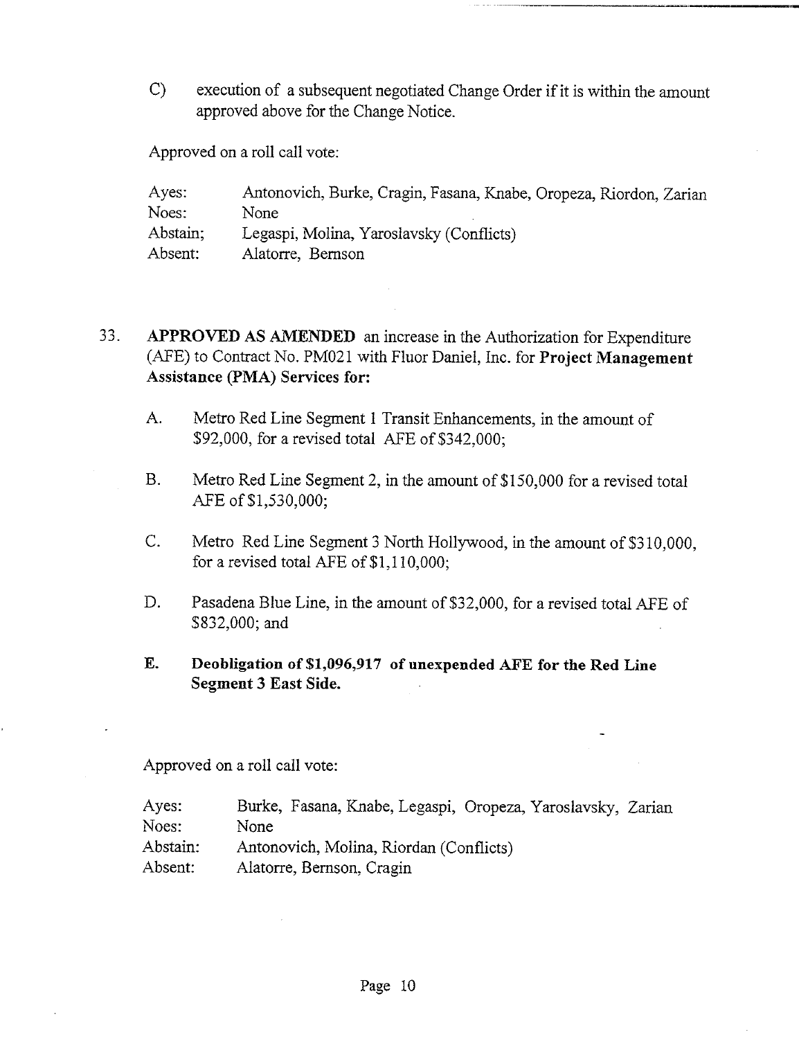C) execution of a subsequent negotiated Change Order if it is within the amount approved above for the Change Notice.

Approved on a roll call vote:

| | |
|---|---|
| Ayes: | Antonovich, Burke, Cragin, Fasana, Knabe, Oropeza, Riordon, Zarian |
| Noes: | None |
| Abstain; | Legaspi, Molina, Yaroslavsky (Conflicts) |
| Absent: | Alatorre, Bernson |

33. **APPROVED AS AMENDED** an increase in the Authorization for Expenditure (AFE) to Contract No. PM021 with Fluor Daniel, Inc. for **Project Management Assistance (PMA) Services for:**

    A. Metro Red Line Segment 1 Transit Enhancements, in the amount of $92,000, for a revised total AFE of $342,000;

    B. Metro Red Line Segment 2, in the amount of $150,000 for a revised total AFE of $1,530,000;

    C. Metro Red Line Segment 3 North Hollywood, in the amount of $310,000, for a revised total AFE of $1,110,000;

    D. Pasadena Blue Line, in the amount of $32,000, for a revised total AFE of $832,000; and

    **E. Deobligation of $1,096,917 of unexpended AFE for the Red Line Segment 3 East Side.**

Approved on a roll call vote:

| | |
|---|---|
| Ayes: | Burke, Fasana, Knabe, Legaspi, Oropeza, Yaroslavsky, Zarian |
| Noes: | None |
| Abstain: | Antonovich, Molina, Riordan (Conflicts) |
| Absent: | Alatorre, Bernson, Cragin |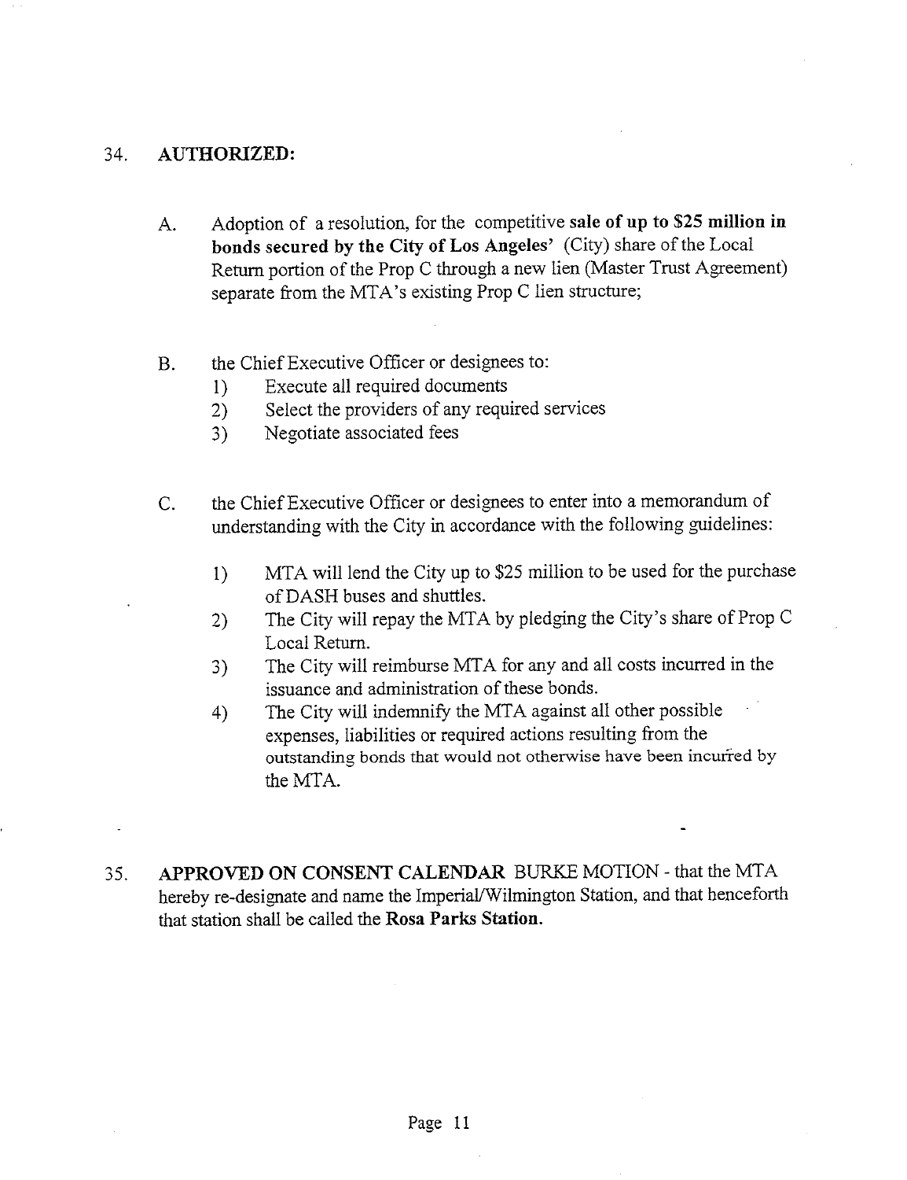34. **AUTHORIZED:**

   A. Adoption of a resolution, for the competitive **sale of up to $25 million in bonds secured by the City of Los Angeles'** (City) share of the Local Return portion of the Prop C through a new lien (Master Trust Agreement) separate from the MTA's existing Prop C lien structure;

   B. the Chief Executive Officer or designees to:
      1) Execute all required documents
      2) Select the providers of any required services
      3) Negotiate associated fees

   C. the Chief Executive Officer or designees to enter into a memorandum of understanding with the City in accordance with the following guidelines:

      1) MTA will lend the City up to $25 million to be used for the purchase of DASH buses and shuttles.
      2) The City will repay the MTA by pledging the City's share of Prop C Local Return.
      3) The City will reimburse MTA for any and all costs incurred in the issuance and administration of these bonds.
      4) The City will indemnify the MTA against all other possible expenses, liabilities or required actions resulting from the outstanding bonds that would not otherwise have been incurred by the MTA.

35. **APPROVED ON CONSENT CALENDAR** BURKE MOTION - that the MTA hereby re-designate and name the Imperial/Wilmington Station, and that henceforth that station shall be called the **Rosa Parks Station.**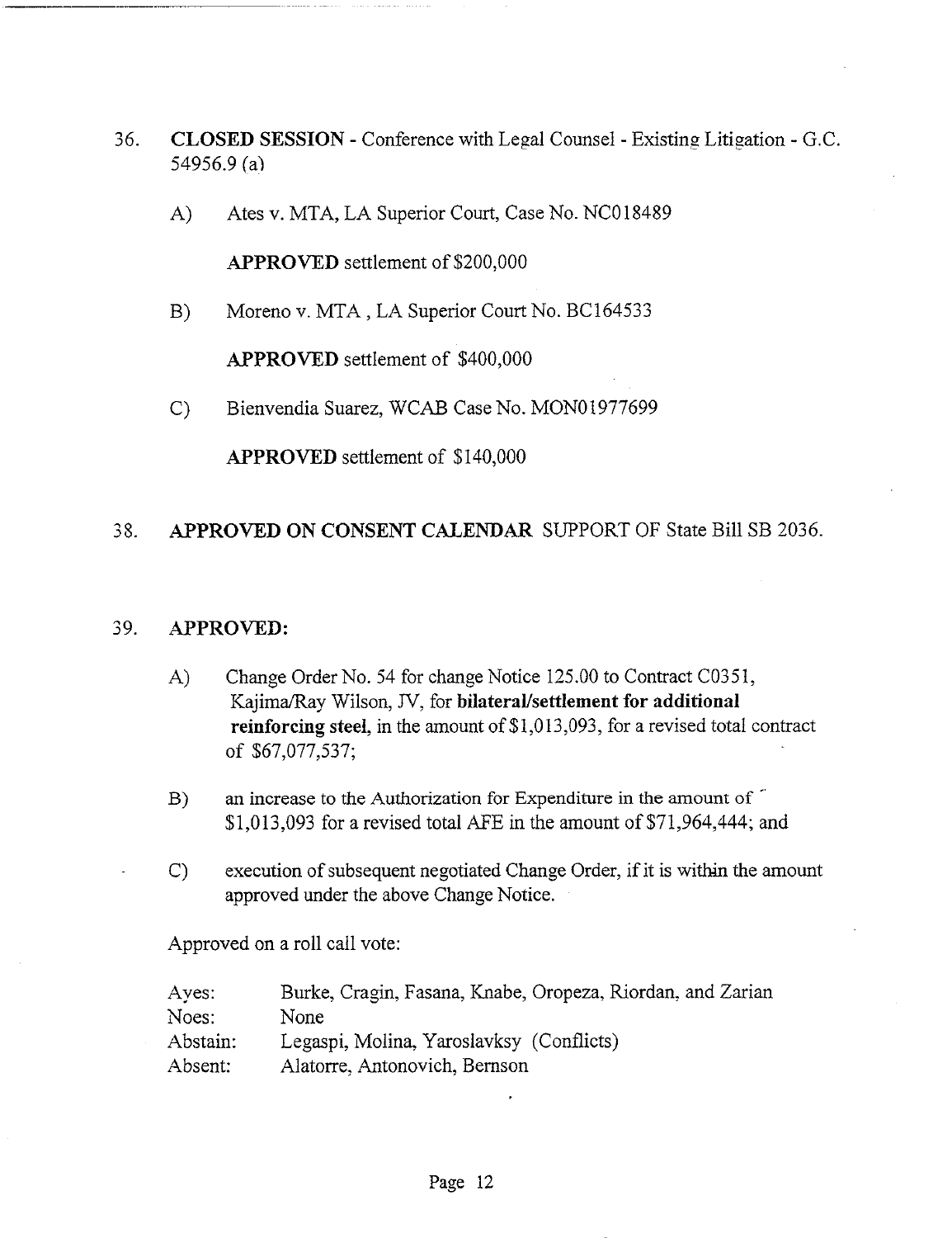36. **CLOSED SESSION** - Conference with Legal Counsel - Existing Litigation - G.C. 54956.9 (a)

    A) Ates v. MTA, LA Superior Court, Case No. NC018489

       **APPROVED** settlement of $200,000

    B) Moreno v. MTA , LA Superior Court No. BC164533

       **APPROVED** settlement of $400,000

    C) Bienvendia Suarez, WCAB Case No. MON01977699

       **APPROVED** settlement of $140,000

38. **APPROVED ON CONSENT CALENDAR** SUPPORT OF State Bill SB 2036.

39. **APPROVED:**

    A) Change Order No. 54 for change Notice 125.00 to Contract C0351, Kajima/Ray Wilson, JV, for **bilateral/settlement for additional reinforcing steel,** in the amount of $1,013,093, for a revised total contract of $67,077,537;

    B) an increase to the Authorization for Expenditure in the amount of $1,013,093 for a revised total AFE in the amount of $71,964,444; and

    C) execution of subsequent negotiated Change Order, if it is within the amount approved under the above Change Notice.

    Approved on a roll call vote:

    | | |
    |---|---|
    | Ayes: | Burke, Cragin, Fasana, Knabe, Oropeza, Riordan, and Zarian |
    | Noes: | None |
    | Abstain: | Legaspi, Molina, Yaroslavksy (Conflicts) |
    | Absent: | Alatorre, Antonovich, Bernson |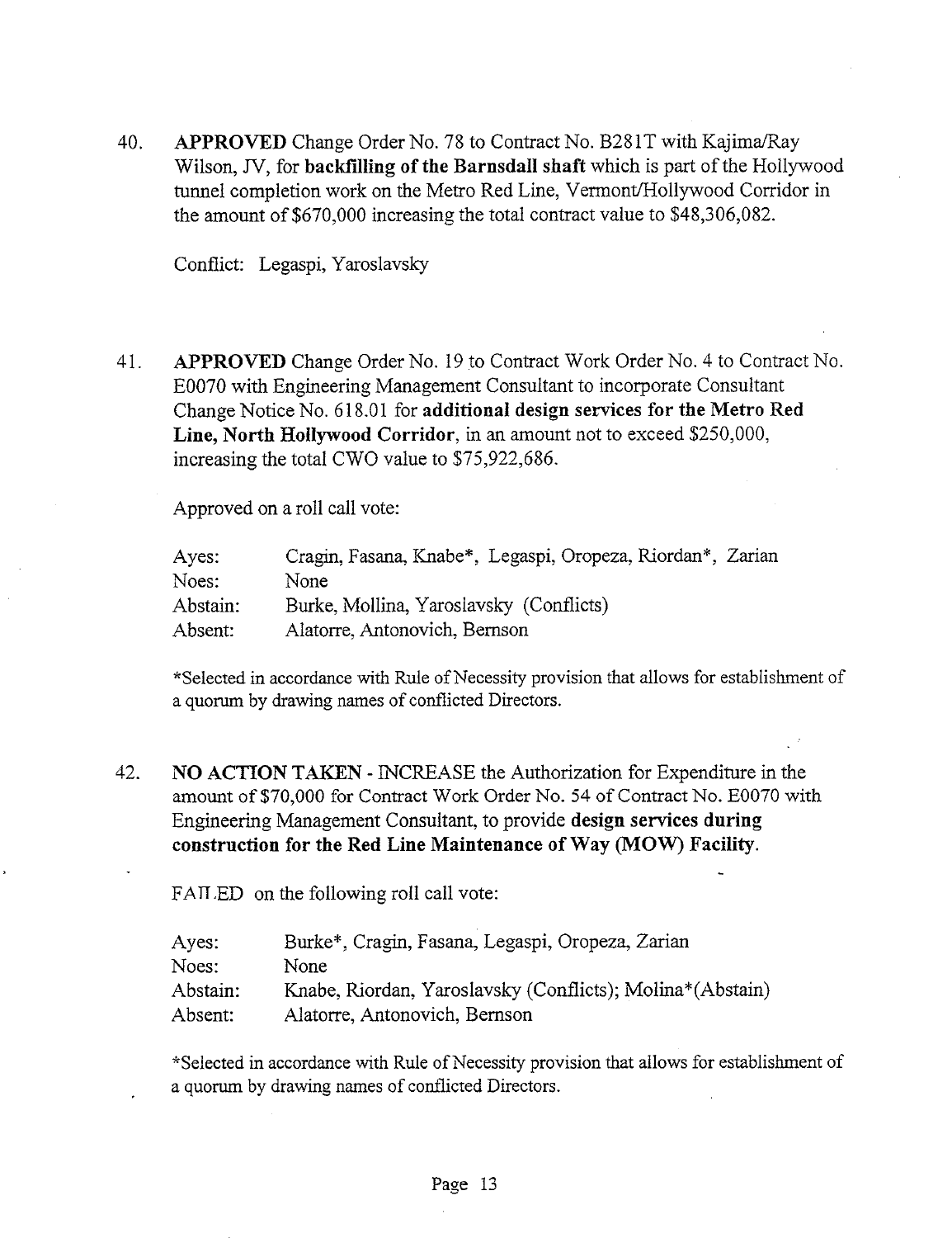40. **APPROVED** Change Order No. 78 to Contract No. B281T with Kajima/Ray Wilson, JV, for **backfilling of the Barnsdall shaft** which is part of the Hollywood tunnel completion work on the Metro Red Line, Vermont/Hollywood Corridor in the amount of $670,000 increasing the total contract value to $48,306,082.

    Conflict: Legaspi, Yaroslavsky

41. **APPROVED** Change Order No. 19 to Contract Work Order No. 4 to Contract No. E0070 with Engineering Management Consultant to incorporate Consultant Change Notice No. 618.01 for **additional design services for the Metro Red Line, North Hollywood Corridor**, in an amount not to exceed $250,000, increasing the total CWO value to $75,922,686.

    Approved on a roll call vote:

    | | |
    |---|---|
    | Ayes: | Cragin, Fasana, Knabe*, Legaspi, Oropeza, Riordan*, Zarian |
    | Noes: | None |
    | Abstain: | Burke, Mollina, Yaroslavsky (Conflicts) |
    | Absent: | Alatorre, Antonovich, Bernson |

    *Selected in accordance with Rule of Necessity provision that allows for establishment of a quorum by drawing names of conflicted Directors.

42. **NO ACTION TAKEN** - INCREASE the Authorization for Expenditure in the amount of $70,000 for Contract Work Order No. 54 of Contract No. E0070 with Engineering Management Consultant, to provide **design services during construction for the Red Line Maintenance of Way (MOW) Facility**.

    FAILED on the following roll call vote:

    | | |
    |---|---|
    | Ayes: | Burke*, Cragin, Fasana, Legaspi, Oropeza, Zarian |
    | Noes: | None |
    | Abstain: | Knabe, Riordan, Yaroslavsky (Conflicts); Molina*(Abstain) |
    | Absent: | Alatorre, Antonovich, Bernson |

    *Selected in accordance with Rule of Necessity provision that allows for establishment of a quorum by drawing names of conflicted Directors.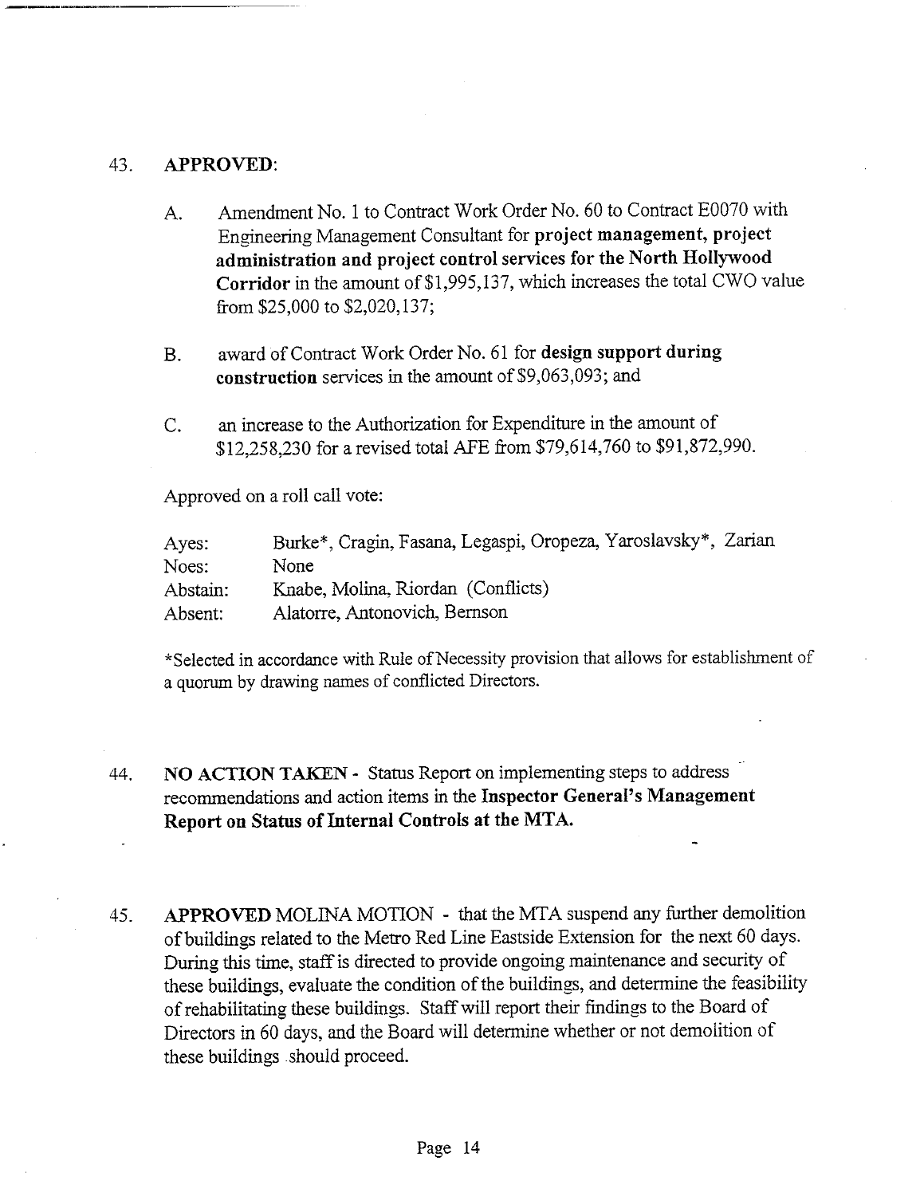43. **APPROVED**:

    A. Amendment No. 1 to Contract Work Order No. 60 to Contract E0070 with Engineering Management Consultant for **project management, project administration and project control services for the North Hollywood Corridor** in the amount of $1,995,137, which increases the total CWO value from $25,000 to $2,020,137;

    B. award of Contract Work Order No. 61 for **design support during construction** services in the amount of $9,063,093; and

    C. an increase to the Authorization for Expenditure in the amount of $12,258,230 for a revised total AFE from $79,614,760 to $91,872,990.

    Approved on a roll call vote:

    | | |
    |---|---|
    | Ayes: | Burke*, Cragin, Fasana, Legaspi, Oropeza, Yaroslavsky*, Zarian |
    | Noes: | None |
    | Abstain: | Knabe, Molina, Riordan (Conflicts) |
    | Absent: | Alatorre, Antonovich, Bernson |

    *Selected in accordance with Rule of Necessity provision that allows for establishment of a quorum by drawing names of conflicted Directors.

44. **NO ACTION TAKEN** - Status Report on implementing steps to address recommendations and action items in the **Inspector General's Management Report on Status of Internal Controls at the MTA.**

45. **APPROVED** MOLINA MOTION - that the MTA suspend any further demolition of buildings related to the Metro Red Line Eastside Extension for the next 60 days. During this time, staff is directed to provide ongoing maintenance and security of these buildings, evaluate the condition of the buildings, and determine the feasibility of rehabilitating these buildings. Staff will report their findings to the Board of Directors in 60 days, and the Board will determine whether or not demolition of these buildings should proceed.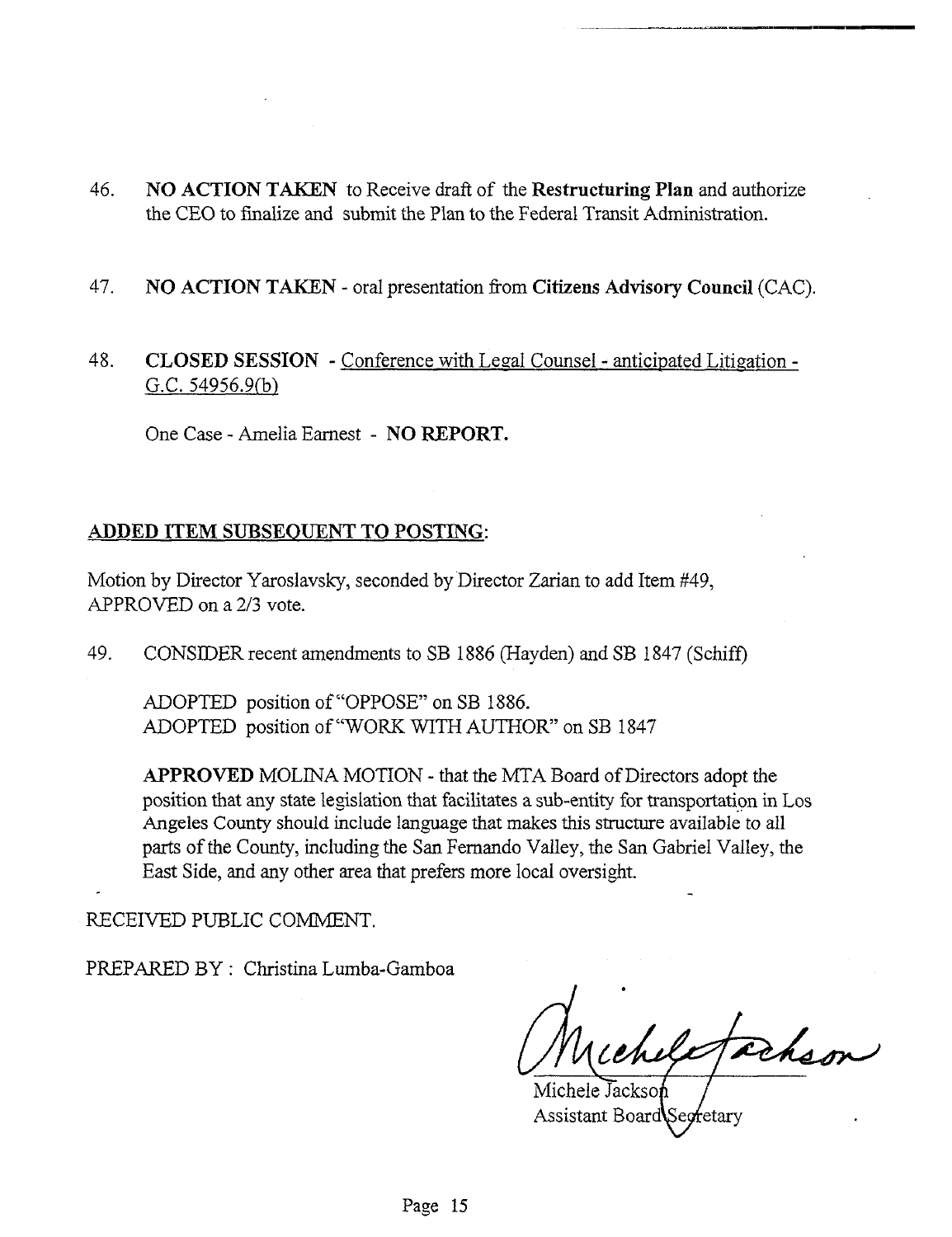46. **NO ACTION TAKEN** to Receive draft of the **Restructuring Plan** and authorize the CEO to finalize and submit the Plan to the Federal Transit Administration.

47. **NO ACTION TAKEN** - oral presentation from **Citizens Advisory Council** (CAC).

48. **CLOSED SESSION** - Conference with Legal Counsel - anticipated Litigation - G.C. 54956.9(b)

    One Case - Amelia Earnest - **NO REPORT.**

**ADDED ITEM SUBSEQUENT TO POSTING**:

Motion by Director Yaroslavsky, seconded by Director Zarian to add Item #49, APPROVED on a 2/3 vote.

49. CONSIDER recent amendments to SB 1886 (Hayden) and SB 1847 (Schiff)

    ADOPTED position of "OPPOSE" on SB 1886.
    ADOPTED position of "WORK WITH AUTHOR" on SB 1847

    **APPROVED** MOLINA MOTION - that the MTA Board of Directors adopt the position that any state legislation that facilitates a sub-entity for transportation in Los Angeles County should include language that makes this structure available to all parts of the County, including the San Fernando Valley, the San Gabriel Valley, the East Side, and any other area that prefers more local oversight.

RECEIVED PUBLIC COMMENT.

PREPARED BY : Christina Lumba-Gamboa

Michele Jackson
Assistant Board Secretary